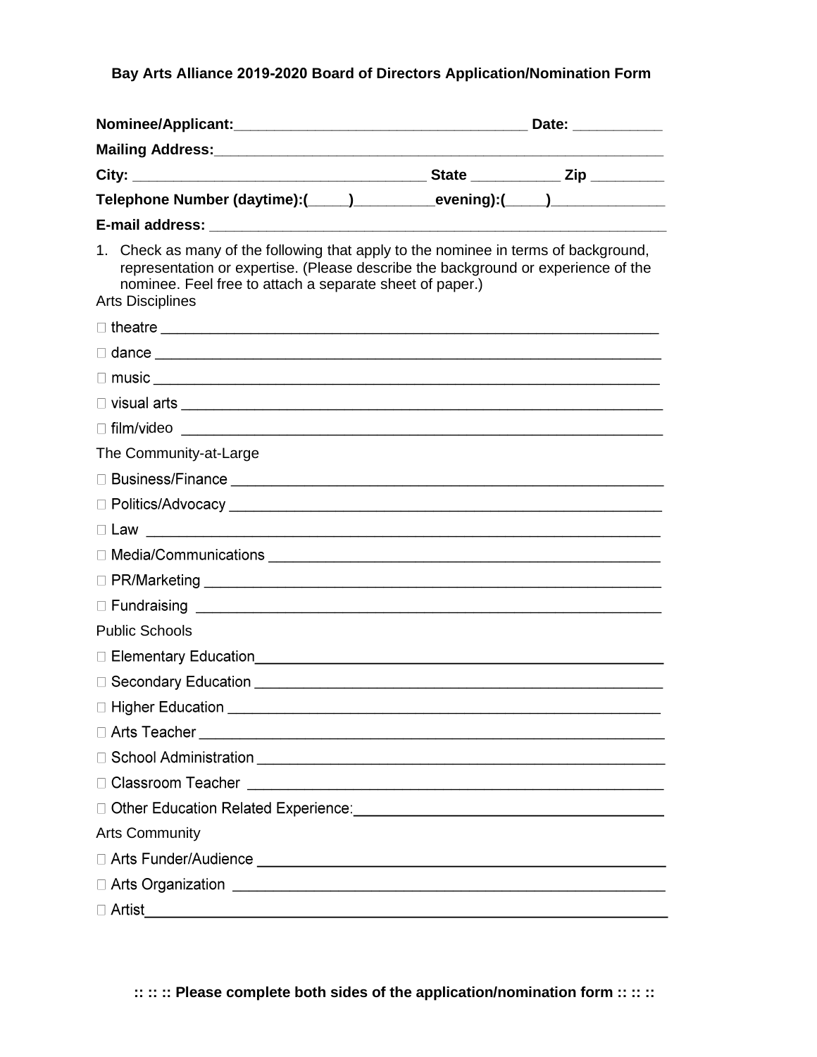**Bay Arts Alliance 2019-2020 Board of Directors Application/Nomination Form**

**Nominee/Applicant:**____________________________________ **Date:** ___________

**Mailing Address:**_______________________________________________________

**City:** ___________________________________ **State** ___________ **Zip** _________

**Telephone Number (daytime):(_____)__________evening):(_____)______________**

**E-mail address:** _________________________________________________________

1. Check as many of the following that apply to the nominee in terms of background, representation or expertise. (Please describe the background or experience of the nominee. Feel free to attach a separate sheet of paper.)

Arts Disciplines

- ☐ theatre ___________________________________________________________
- ☐ dance ____________________________________________________________
- ☐ music ____________________________________________________________
- ☐ visual arts ________________________________________________________
- ☐ film/video ________________________________________________________

The Community-at-Large

- ☐ Business/Finance ___________________________________________________
- ☐ Politics/Advocacy __________________________________________________
- ☐ Law _____________________________________________________________
- ☐ Media/Communications _____________________________________________
- ☐ PR/Marketing ______________________________________________________
- ☐ Fundraising _______________________________________________________

Public Schools

- ☐ Elementary Education_______________________________________________
- ☐ Secondary Education _______________________________________________
- ☐ Higher Education __________________________________________________
- ☐ Arts Teacher ______________________________________________________
- ☐ School Administration ______________________________________________
- ☐ Classroom Teacher _________________________________________________
- ☐ Other Education Related Experience:___________________________________

Arts Community

- ☐ Arts Funder/Audience _______________________________________________
- ☐ Arts Organization _________________________________________________
- ☐ Artist______________________________________________________________

**:: :: :: Please complete both sides of the application/nomination form :: :: ::**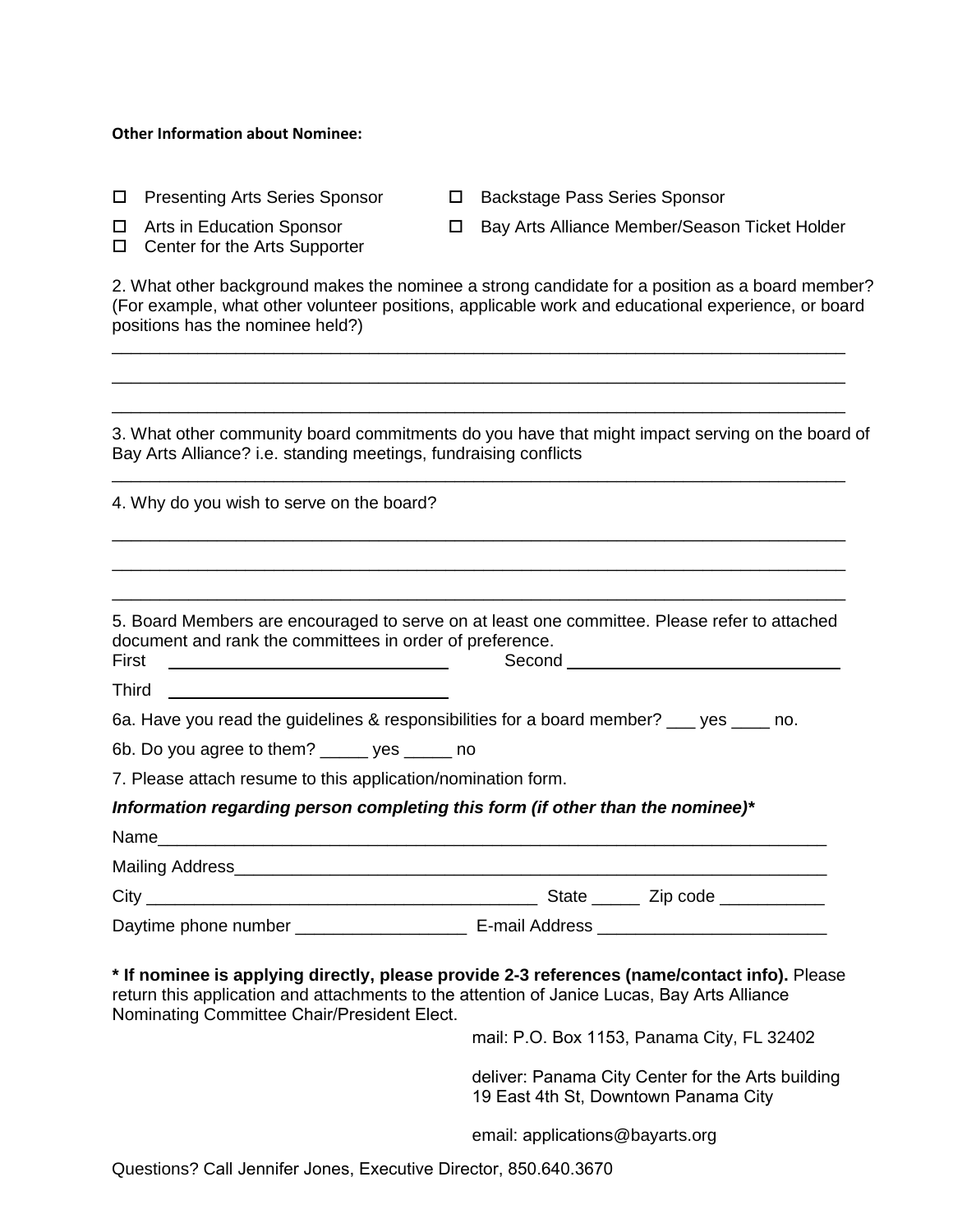**Other Information about Nominee:**

- ☐ Presenting Arts Series Sponsor
- ☐ Backstage Pass Series Sponsor
- ☐ Arts in Education Sponsor
- ☐ Bay Arts Alliance Member/Season Ticket Holder
- ☐ Center for the Arts Supporter

2. What other background makes the nominee a strong candidate for a position as a board member? (For example, what other volunteer positions, applicable work and educational experience, or board positions has the nominee held?)

_______________________________________________________________________________

_______________________________________________________________________________

_______________________________________________________________________________

3. What other community board commitments do you have that might impact serving on the board of Bay Arts Alliance? i.e. standing meetings, fundraising conflicts

_______________________________________________________________________________

4. Why do you wish to serve on the board?

_______________________________________________________________________________

_______________________________________________________________________________

_______________________________________________________________________________

5. Board Members are encouraged to serve on at least one committee. Please refer to attached document and rank the committees in order of preference.

First ______________________________ Second ______________________________

Third ______________________________

6a. Have you read the guidelines & responsibilities for a board member? ___ yes ____ no.

6b. Do you agree to them? _____ yes _____ no

7. Please attach resume to this application/nomination form.

***Information regarding person completing this form (if other than the nominee)****

Name___________________________________________________________________________

Mailing Address__________________________________________________________________

City ________________________________________ State _____ Zip code ___________

Daytime phone number __________________ E-mail Address ________________________

**\* If nominee is applying directly, please provide 2-3 references (name/contact info).** Please return this application and attachments to the attention of Janice Lucas, Bay Arts Alliance Nominating Committee Chair/President Elect.

mail: P.O. Box 1153, Panama City, FL 32402

deliver: Panama City Center for the Arts building
19 East 4th St, Downtown Panama City

email: applications@bayarts.org

Questions? Call Jennifer Jones, Executive Director, 850.640.3670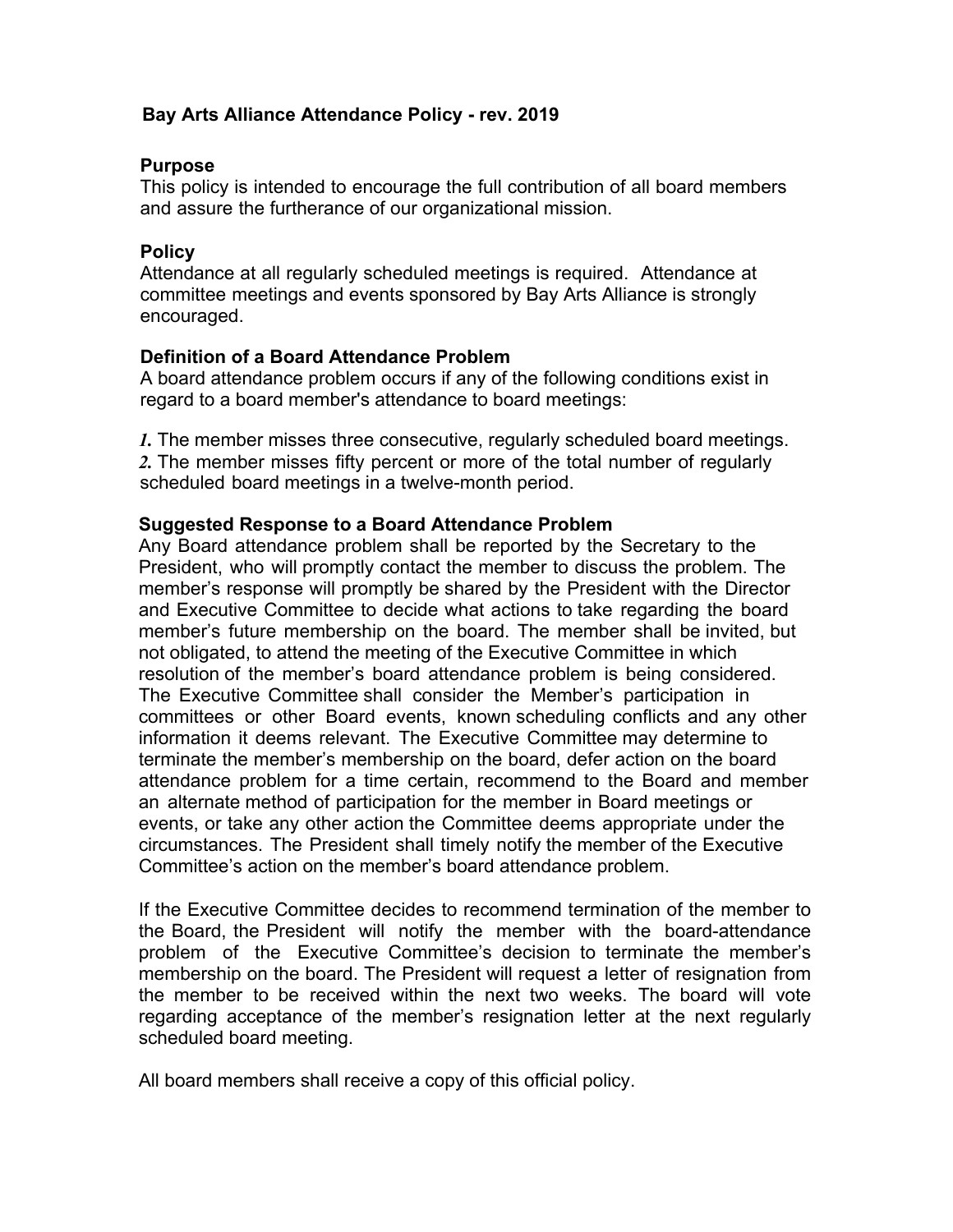## Bay Arts Alliance Attendance Policy - rev. 2019

### Purpose

This policy is intended to encourage the full contribution of all board members and assure the furtherance of our organizational mission.

### Policy

Attendance at all regularly scheduled meetings is required. Attendance at committee meetings and events sponsored by Bay Arts Alliance is strongly encouraged.

### Definition of a Board Attendance Problem

A board attendance problem occurs if any of the following conditions exist in regard to a board member's attendance to board meetings:

***1.*** The member misses three consecutive, regularly scheduled board meetings.
***2.*** The member misses fifty percent or more of the total number of regularly scheduled board meetings in a twelve-month period.

### Suggested Response to a Board Attendance Problem

Any Board attendance problem shall be reported by the Secretary to the President, who will promptly contact the member to discuss the problem. The member's response will promptly be shared by the President with the Director and Executive Committee to decide what actions to take regarding the board member's future membership on the board. The member shall be invited, but not obligated, to attend the meeting of the Executive Committee in which resolution of the member's board attendance problem is being considered. The Executive Committee shall consider the Member's participation in committees or other Board events, known scheduling conflicts and any other information it deems relevant. The Executive Committee may determine to terminate the member's membership on the board, defer action on the board attendance problem for a time certain, recommend to the Board and member an alternate method of participation for the member in Board meetings or events, or take any other action the Committee deems appropriate under the circumstances. The President shall timely notify the member of the Executive Committee's action on the member's board attendance problem.

If the Executive Committee decides to recommend termination of the member to the Board, the President will notify the member with the board-attendance problem of the Executive Committee's decision to terminate the member's membership on the board. The President will request a letter of resignation from the member to be received within the next two weeks. The board will vote regarding acceptance of the member's resignation letter at the next regularly scheduled board meeting.

All board members shall receive a copy of this official policy.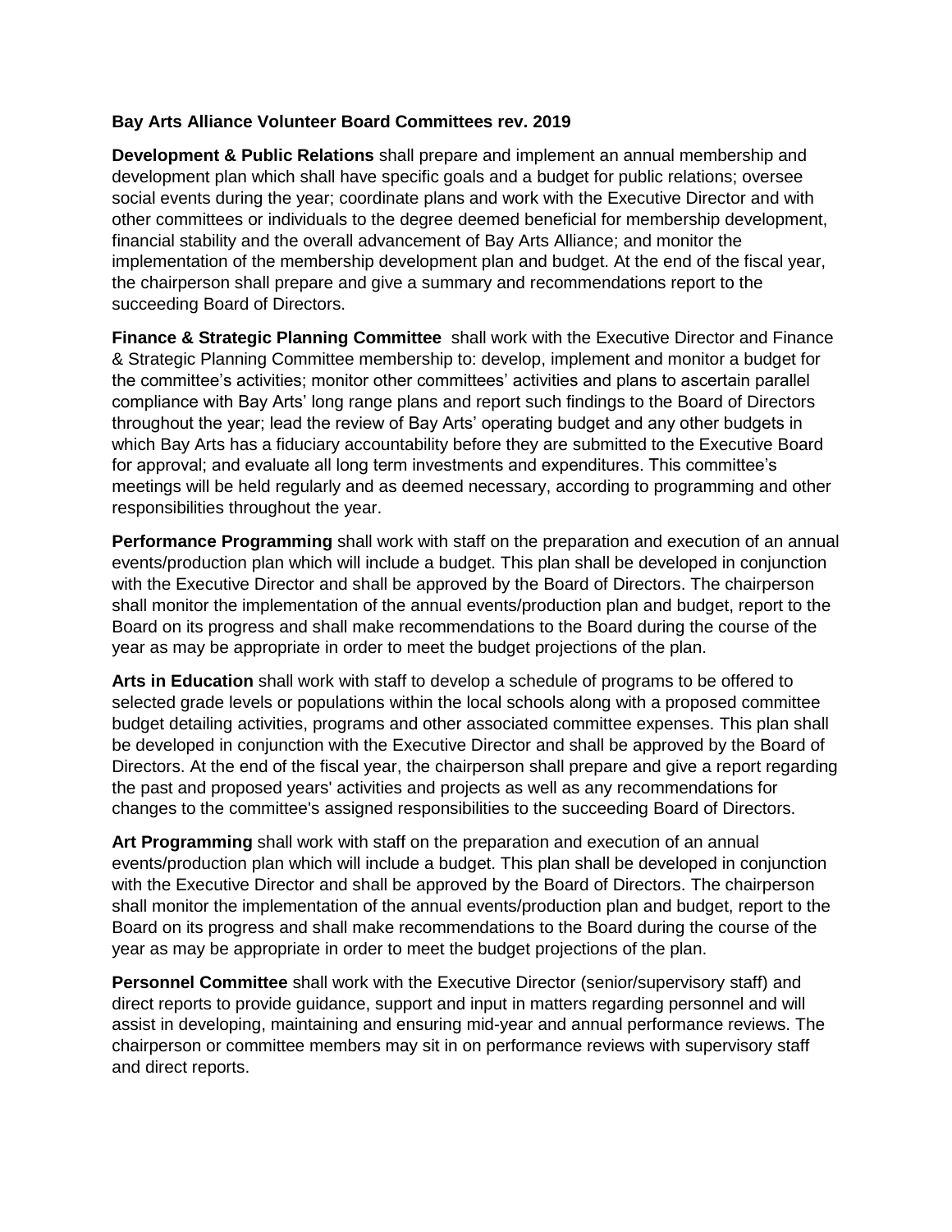**Bay Arts Alliance Volunteer Board Committees rev. 2019**

**Development & Public Relations** shall prepare and implement an annual membership and development plan which shall have specific goals and a budget for public relations; oversee social events during the year; coordinate plans and work with the Executive Director and with other committees or individuals to the degree deemed beneficial for membership development, financial stability and the overall advancement of Bay Arts Alliance; and monitor the implementation of the membership development plan and budget. At the end of the fiscal year, the chairperson shall prepare and give a summary and recommendations report to the succeeding Board of Directors.

**Finance & Strategic Planning Committee** shall work with the Executive Director and Finance & Strategic Planning Committee membership to: develop, implement and monitor a budget for the committee's activities; monitor other committees' activities and plans to ascertain parallel compliance with Bay Arts' long range plans and report such findings to the Board of Directors throughout the year; lead the review of Bay Arts' operating budget and any other budgets in which Bay Arts has a fiduciary accountability before they are submitted to the Executive Board for approval; and evaluate all long term investments and expenditures. This committee's meetings will be held regularly and as deemed necessary, according to programming and other responsibilities throughout the year.

**Performance Programming** shall work with staff on the preparation and execution of an annual events/production plan which will include a budget. This plan shall be developed in conjunction with the Executive Director and shall be approved by the Board of Directors. The chairperson shall monitor the implementation of the annual events/production plan and budget, report to the Board on its progress and shall make recommendations to the Board during the course of the year as may be appropriate in order to meet the budget projections of the plan.

**Arts in Education** shall work with staff to develop a schedule of programs to be offered to selected grade levels or populations within the local schools along with a proposed committee budget detailing activities, programs and other associated committee expenses. This plan shall be developed in conjunction with the Executive Director and shall be approved by the Board of Directors. At the end of the fiscal year, the chairperson shall prepare and give a report regarding the past and proposed years' activities and projects as well as any recommendations for changes to the committee's assigned responsibilities to the succeeding Board of Directors.

**Art Programming** shall work with staff on the preparation and execution of an annual events/production plan which will include a budget. This plan shall be developed in conjunction with the Executive Director and shall be approved by the Board of Directors. The chairperson shall monitor the implementation of the annual events/production plan and budget, report to the Board on its progress and shall make recommendations to the Board during the course of the year as may be appropriate in order to meet the budget projections of the plan.

**Personnel Committee** shall work with the Executive Director (senior/supervisory staff) and direct reports to provide guidance, support and input in matters regarding personnel and will assist in developing, maintaining and ensuring mid-year and annual performance reviews. The chairperson or committee members may sit in on performance reviews with supervisory staff and direct reports.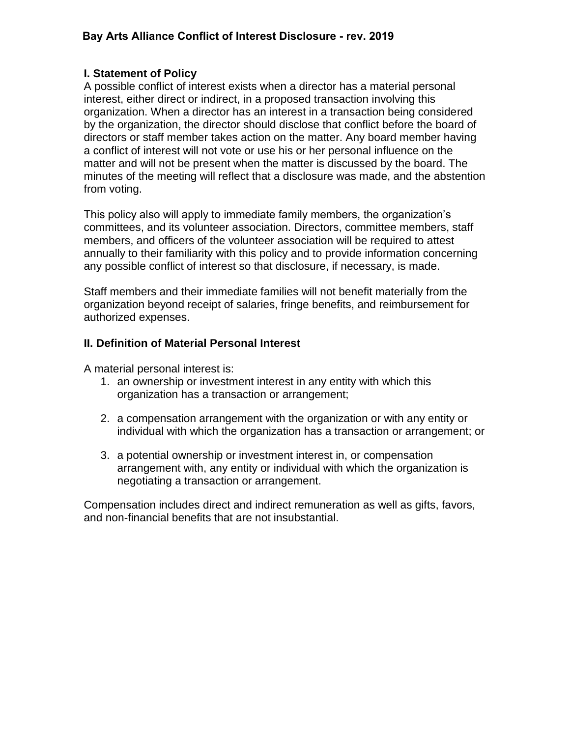# Bay Arts Alliance Conflict of Interest Disclosure - rev. 2019

## I. Statement of Policy

A possible conflict of interest exists when a director has a material personal interest, either direct or indirect, in a proposed transaction involving this organization. When a director has an interest in a transaction being considered by the organization, the director should disclose that conflict before the board of directors or staff member takes action on the matter. Any board member having a conflict of interest will not vote or use his or her personal influence on the matter and will not be present when the matter is discussed by the board. The minutes of the meeting will reflect that a disclosure was made, and the abstention from voting.

This policy also will apply to immediate family members, the organization's committees, and its volunteer association. Directors, committee members, staff members, and officers of the volunteer association will be required to attest annually to their familiarity with this policy and to provide information concerning any possible conflict of interest so that disclosure, if necessary, is made.

Staff members and their immediate families will not benefit materially from the organization beyond receipt of salaries, fringe benefits, and reimbursement for authorized expenses.

## II. Definition of Material Personal Interest

A material personal interest is:

1. an ownership or investment interest in any entity with which this organization has a transaction or arrangement;

2. a compensation arrangement with the organization or with any entity or individual with which the organization has a transaction or arrangement; or

3. a potential ownership or investment interest in, or compensation arrangement with, any entity or individual with which the organization is negotiating a transaction or arrangement.

Compensation includes direct and indirect remuneration as well as gifts, favors, and non-financial benefits that are not insubstantial.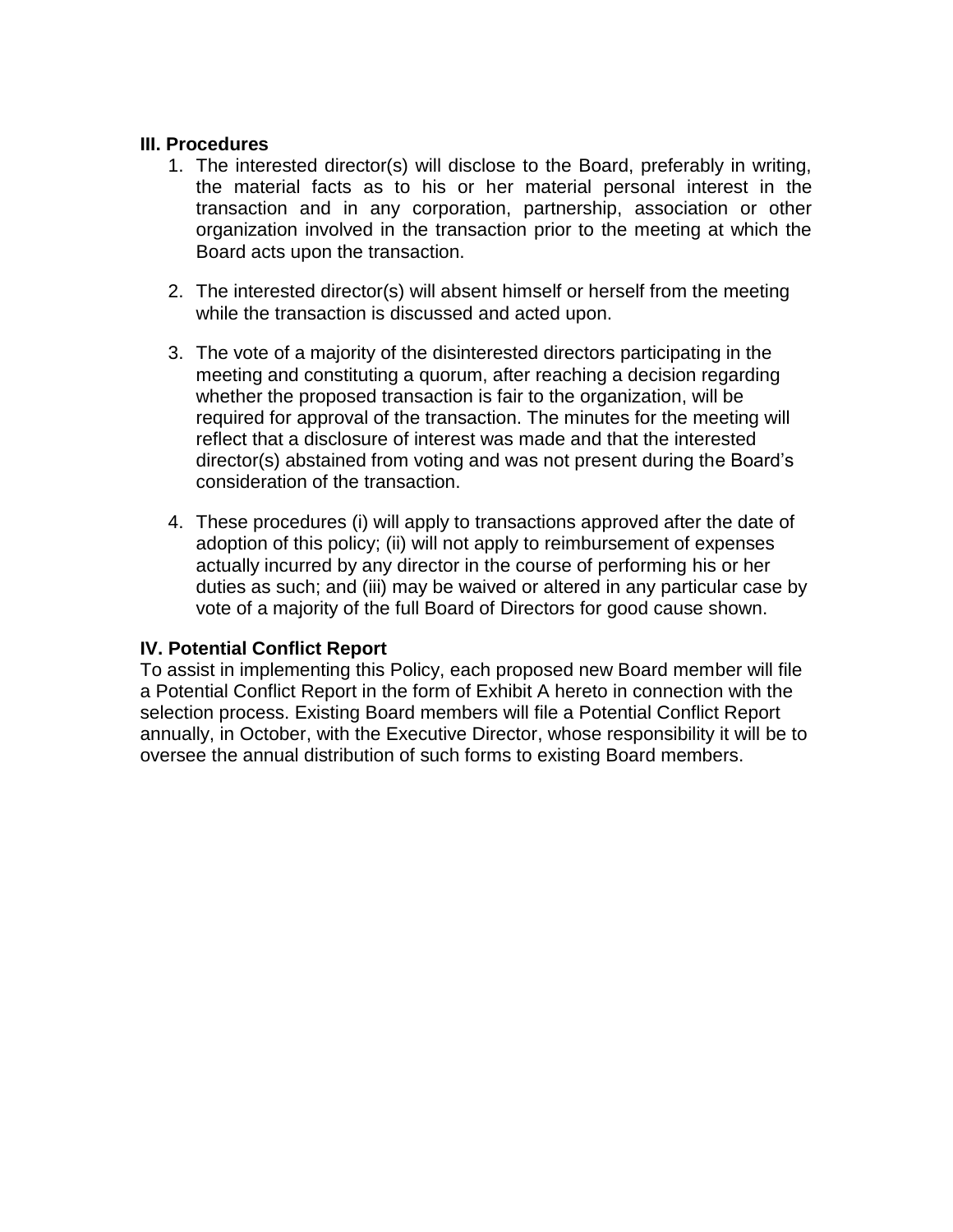### III. Procedures

1. The interested director(s) will disclose to the Board, preferably in writing, the material facts as to his or her material personal interest in the transaction and in any corporation, partnership, association or other organization involved in the transaction prior to the meeting at which the Board acts upon the transaction.

2. The interested director(s) will absent himself or herself from the meeting while the transaction is discussed and acted upon.

3. The vote of a majority of the disinterested directors participating in the meeting and constituting a quorum, after reaching a decision regarding whether the proposed transaction is fair to the organization, will be required for approval of the transaction. The minutes for the meeting will reflect that a disclosure of interest was made and that the interested director(s) abstained from voting and was not present during the Board's consideration of the transaction.

4. These procedures (i) will apply to transactions approved after the date of adoption of this policy; (ii) will not apply to reimbursement of expenses actually incurred by any director in the course of performing his or her duties as such; and (iii) may be waived or altered in any particular case by vote of a majority of the full Board of Directors for good cause shown.

### IV. Potential Conflict Report

To assist in implementing this Policy, each proposed new Board member will file a Potential Conflict Report in the form of Exhibit A hereto in connection with the selection process. Existing Board members will file a Potential Conflict Report annually, in October, with the Executive Director, whose responsibility it will be to oversee the annual distribution of such forms to existing Board members.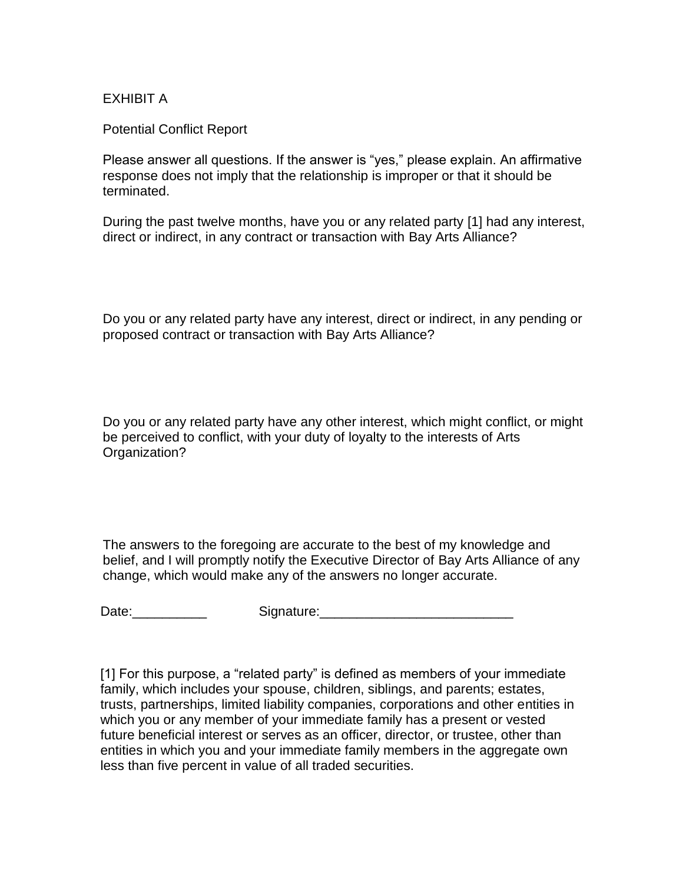EXHIBIT A

Potential Conflict Report

Please answer all questions. If the answer is “yes,” please explain. An affirmative response does not imply that the relationship is improper or that it should be terminated.

During the past twelve months, have you or any related party [1] had any interest, direct or indirect, in any contract or transaction with Bay Arts Alliance?

Do you or any related party have any interest, direct or indirect, in any pending or proposed contract or transaction with Bay Arts Alliance?

Do you or any related party have any other interest, which might conflict, or might be perceived to conflict, with your duty of loyalty to the interests of Arts Organization?

The answers to the foregoing are accurate to the best of my knowledge and belief, and I will promptly notify the Executive Director of Bay Arts Alliance of any change, which would make any of the answers no longer accurate.

Date:__________ Signature:__________________________

[1] For this purpose, a “related party” is defined as members of your immediate family, which includes your spouse, children, siblings, and parents; estates, trusts, partnerships, limited liability companies, corporations and other entities in which you or any member of your immediate family has a present or vested future beneficial interest or serves as an officer, director, or trustee, other than entities in which you and your immediate family members in the aggregate own less than five percent in value of all traded securities.